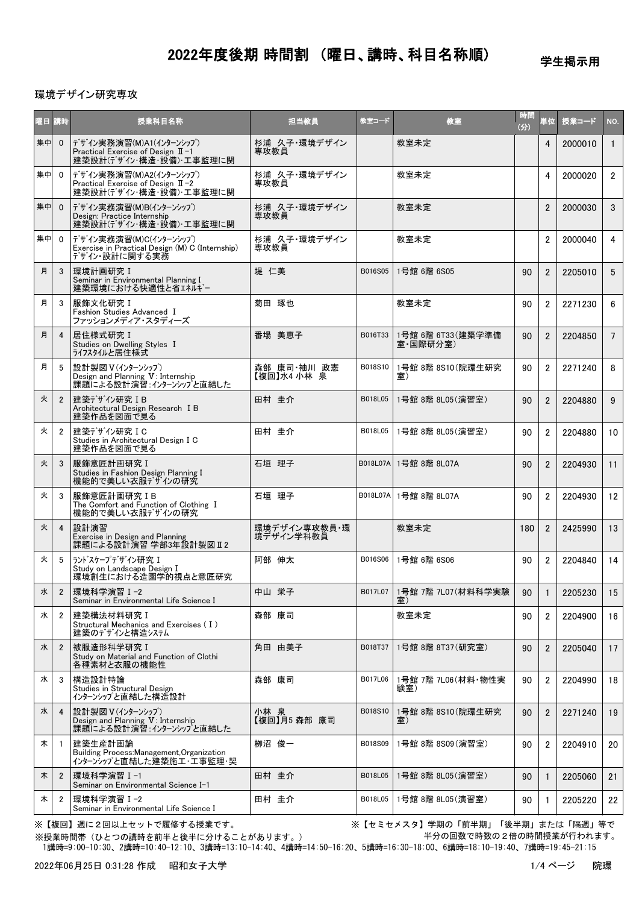# 2022年度後期 時間割 （曜日、講時、科目名称順）

学生掲示用

環境デザイン研究専攻

| 曜日 | 講時 | 授業科目名称 | 担当教員 | 教室コード | 教室 | 時間(分) | 単位 | 授業コード | NO. |
|---|---|---|---|---|---|---|---|---|---|
| 集中 | 0 | ﾃﾞｻﾞｲﾝ実務演習(M)A1(ｲﾝﾀｰﾝｼｯﾌﾟ) Practical Exercise of Design Ⅱ-1 建築設計(デザイン・構造・設備)・工事監理に関 | 杉浦 久子・環境デザイン専攻教員 | | 教室未定 | | 4 | 2000010 | 1 |
| 集中 | 0 | ﾃﾞｻﾞｲﾝ実務演習(M)A2(ｲﾝﾀｰﾝｼｯﾌﾟ) Practical Exercise of Design Ⅱ-2 建築設計(デザイン・構造・設備)・工事監理に関 | 杉浦 久子・環境デザイン専攻教員 | | 教室未定 | | 4 | 2000020 | 2 |
| 集中 | 0 | ﾃﾞｻﾞｲﾝ実務演習(M)B(ｲﾝﾀｰﾝｼｯﾌﾟ) Design: Practice Internship 建築設計(デザイン・構造・設備)・工事監理に関 | 杉浦 久子・環境デザイン専攻教員 | | 教室未定 | | 2 | 2000030 | 3 |
| 集中 | 0 | ﾃﾞｻﾞｲﾝ実務演習(M)C(ｲﾝﾀｰﾝｼｯﾌﾟ) Exercise in Practical Design (M) C (Internship) ﾃﾞｻﾞｲﾝ・設計に関する実務 | 杉浦 久子・環境デザイン専攻教員 | | 教室未定 | | 2 | 2000040 | 4 |
| 月 | 3 | 環境計画研究Ⅰ Seminar in Environmental Planning I 建築環境における快適性と省ｴﾈﾙｷﾞｰ | 堤 仁美 | B016S05 | 1号館 6階 6S05 | 90 | 2 | 2205010 | 5 |
| 月 | 3 | 服飾文化研究Ⅰ Fashion Studies Advanced Ⅰ ファッションメディア・スタディーズ | 菊田 琢也 | | 教室未定 | 90 | 2 | 2271230 | 6 |
| 月 | 4 | 居住様式研究Ⅰ Studies on Dwelling Styles Ⅰ ﾗｲﾌｽﾀｲﾙと居住様式 | 番場 美恵子 | B016T33 | 1号館 6階 6T33(建築学準備室・国際研分室) | 90 | 2 | 2204850 | 7 |
| 月 | 5 | 設計製図Ⅴ(ｲﾝﾀｰﾝｼｯﾌﾟ) Design and Planning Ⅴ: Internship 課題による設計演習：ｲﾝﾀｰﾝｼｯﾌﾟと直結した | 森部 康司・神川 政憲 【複回】水4 小林 泉 | B018S10 | 1号館 8階 8S10(院環生研究室) | 90 | 2 | 2271240 | 8 |
| 火 | 2 | 建築ﾃﾞｻﾞｲﾝ研究ⅠB Architectural Design Research ⅠB 建築作品を図面で見る | 田村 圭介 | B018L05 | 1号館 8階 8L05(演習室) | 90 | 2 | 2204880 | 9 |
| 火 | 2 | 建築ﾃﾞｻﾞｲﾝ研究ⅠC Studies in Architectural Design I C 建築作品を図面で見る | 田村 圭介 | B018L05 | 1号館 8階 8L05(演習室) | 90 | 2 | 2204880 | 10 |
| 火 | 3 | 服飾意匠計画研究Ⅰ Studies in Fashion Design Planning I 機能的で美しい衣服ﾃﾞｻﾞｲﾝの研究 | 石垣 理子 | B018L07A | 1号館 8階 8L07A | 90 | 2 | 2204930 | 11 |
| 火 | 3 | 服飾意匠計画研究ⅠB The Comfort and Function of Clothing Ⅰ 機能的で美しい衣服ﾃﾞｻﾞｲﾝの研究 | 石垣 理子 | B018L07A | 1号館 8階 8L07A | 90 | 2 | 2204930 | 12 |
| 火 | 4 | 設計演習 Exercise in Design and Planning 課題による設計演習 学部3年設計製図Ⅱ2 | 環境デザイン専攻教員・環境デザイン学科教員 | | 教室未定 | 180 | 2 | 2425990 | 13 |
| 火 | 5 | ﾗﾝﾄﾞｽｹｰﾌﾟﾃﾞｻﾞｲﾝ研究Ⅰ Study on Landscape Design I 環境創生における造園学的視点と意匠研究 | 阿部 伸太 | B016S06 | 1号館 6階 6S06 | 90 | 2 | 2204840 | 14 |
| 水 | 2 | 環境科学演習Ⅰ-2 Seminar in Environmental Life Science I | 中山 栄子 | B017L07 | 1号館 7階 7L07(材料科学実験室) | 90 | 1 | 2205230 | 15 |
| 水 | 2 | 建築構法材料研究Ⅰ Structural Mechanics and Exercises (Ⅰ) 建築のﾃﾞｻﾞｲﾝと構造ｼｽﾃﾑ | 森部 康司 | | 教室未定 | 90 | 2 | 2204900 | 16 |
| 水 | 2 | 被服造形科学研究Ⅰ Study on Material and Function of Clothi 各種素材と衣服の機能性 | 角田 由美子 | B018T37 | 1号館 8階 8T37(研究室) | 90 | 2 | 2205040 | 17 |
| 水 | 3 | 構造設計特論 Studies in Structural Design ｲﾝﾀｰﾝｼｯﾌﾟと直結した構造設計 | 森部 康司 | B017L06 | 1号館 7階 7L06(材料・物性実験室) | 90 | 2 | 2204990 | 18 |
| 水 | 4 | 設計製図Ⅴ(ｲﾝﾀｰﾝｼｯﾌﾟ) Design and Planning Ⅴ: Internship 課題による設計演習：ｲﾝﾀｰﾝｼｯﾌﾟと直結した | 小林 泉 【複回】月5 森部 康司 | B018S10 | 1号館 8階 8S10(院環生研究室) | 90 | 2 | 2271240 | 19 |
| 木 | 1 | 建築生産計画論 Building Process:Management,Organization ｲﾝﾀｰﾝｼｯﾌﾟと直結した建築施工・工事監理・契 | 柳沼 俊一 | B018S09 | 1号館 8階 8S09(演習室) | 90 | 2 | 2204910 | 20 |
| 木 | 2 | 環境科学演習Ⅰ-1 Seminar on Environmental Science I-1 | 田村 圭介 | B018L05 | 1号館 8階 8L05(演習室) | 90 | 1 | 2205060 | 21 |
| 木 | 2 | 環境科学演習Ⅰ-2 Seminar in Environmental Life Science I | 田村 圭介 | B018L05 | 1号館 8階 8L05(演習室) | 90 | 1 | 2205220 | 22 |

※【複回】週に２回以上セットで履修する授業です。

※【セミセメスタ】学期の「前半期」「後半期」または「隔週」等で半分の回数で時数の２倍の時間授業が行われます。

※授業時間帯（ひとつの講時を前半と後半に分けることがあります。）

1講時=9:00-10:30、2講時=10:40-12:10、3講時=13:10-14:40、4講時=14:50-16:20、5講時=16:30-18:00、6講時=18:10-19:40、7講時=19:45-21:15

2022年06月25日 0:31:28 作成 昭和女子大学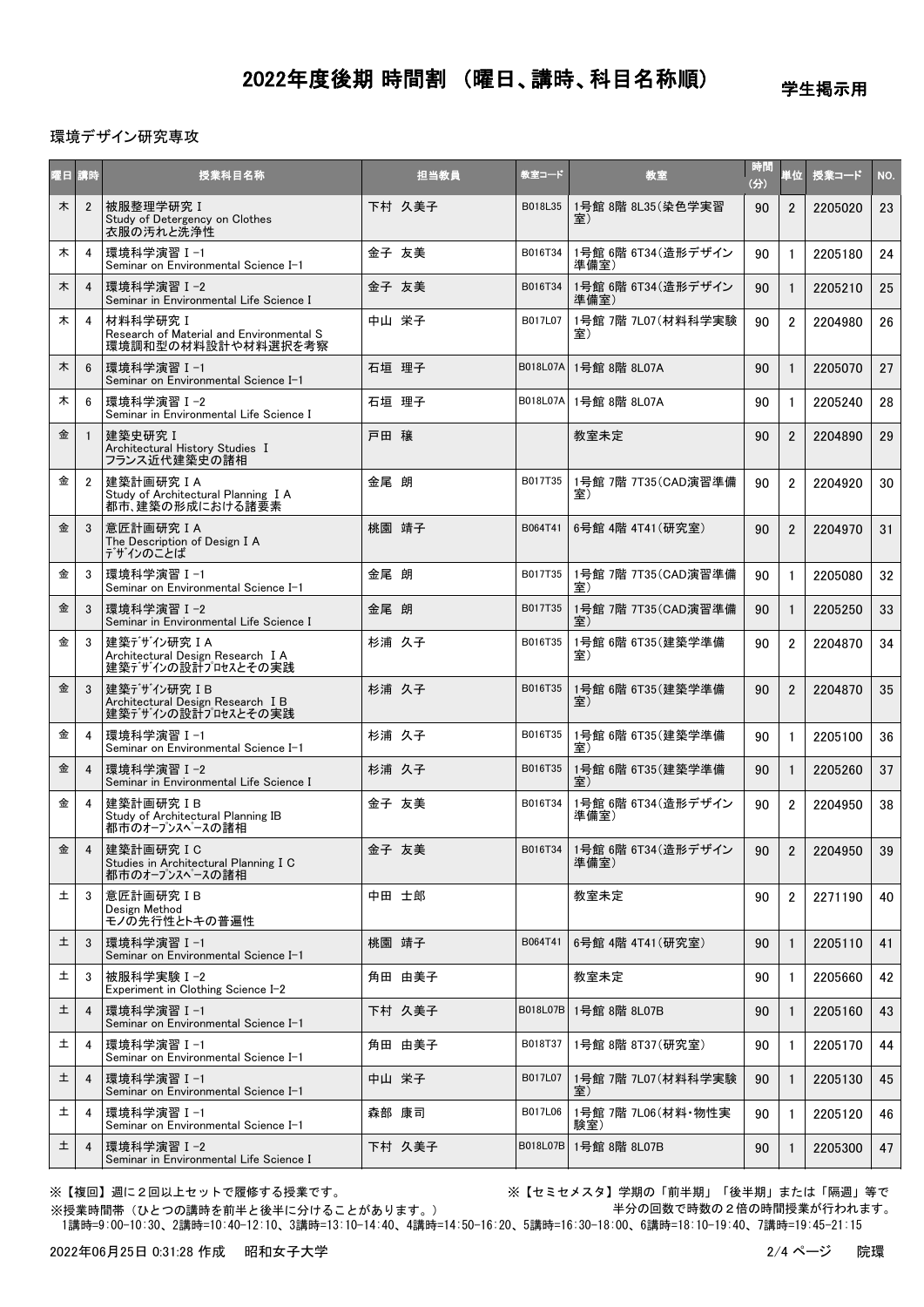# 2022年度後期 時間割 （曜日、講時、科目名称順）

学生掲示用

環境デザイン研究専攻

| 曜日 | 講時 | 授業科目名称 | 担当教員 | 教室コード | 教室 | 時間(分) | 単位 | 授業コード | NO. |
|---|---|---|---|---|---|---|---|---|---|
| 木 | 2 | 被服整理学研究Ｉ<br>Study of Detergency on Clothes<br>衣服の汚れと洗浄性 | 下村 久美子 | B018L35 | 1号館 8階 8L35(染色学実習室) | 90 | 2 | 2205020 | 23 |
| 木 | 4 | 環境科学演習Ｉ-1<br>Seminar on Environmental Science I-1 | 金子 友美 | B016T34 | 1号館 6階 6T34(造形デザイン準備室) | 90 | 1 | 2205180 | 24 |
| 木 | 4 | 環境科学演習Ｉ-2<br>Seminar in Environmental Life Science I | 金子 友美 | B016T34 | 1号館 6階 6T34(造形デザイン準備室) | 90 | 1 | 2205210 | 25 |
| 木 | 4 | 材料科学研究Ｉ<br>Research of Material and Environmental S<br>環境調和型の材料設計や材料選択を考察 | 中山 栄子 | B017L07 | 1号館 7階 7L07(材料科学実験室) | 90 | 2 | 2204980 | 26 |
| 木 | 6 | 環境科学演習Ｉ-1<br>Seminar on Environmental Science I-1 | 石垣 理子 | B018L07A | 1号館 8階 8L07A | 90 | 1 | 2205070 | 27 |
| 木 | 6 | 環境科学演習Ｉ-2<br>Seminar in Environmental Life Science I | 石垣 理子 | B018L07A | 1号館 8階 8L07A | 90 | 1 | 2205240 | 28 |
| 金 | 1 | 建築史研究Ｉ<br>Architectural History Studies Ｉ<br>フランス近代建築史の諸相 | 戸田 穣 | | 教室未定 | 90 | 2 | 2204890 | 29 |
| 金 | 2 | 建築計画研究ＩＡ<br>Study of Architectural Planning ＩＡ<br>都市、建築の形成における諸要素 | 金尾 朗 | B017T35 | 1号館 7階 7T35(CAD演習準備室) | 90 | 2 | 2204920 | 30 |
| 金 | 3 | 意匠計画研究ＩＡ<br>The Description of Design ＩＡ<br>ﾃﾞｻﾞｲﾝのことば | 桃園 靖子 | B064T41 | 6号館 4階 4T41(研究室) | 90 | 2 | 2204970 | 31 |
| 金 | 3 | 環境科学演習Ｉ-1<br>Seminar on Environmental Science I-1 | 金尾 朗 | B017T35 | 1号館 7階 7T35(CAD演習準備室) | 90 | 1 | 2205080 | 32 |
| 金 | 3 | 環境科学演習Ｉ-2<br>Seminar in Environmental Life Science I | 金尾 朗 | B017T35 | 1号館 7階 7T35(CAD演習準備室) | 90 | 1 | 2205250 | 33 |
| 金 | 3 | 建築ﾃﾞｻﾞｲﾝ研究ＩＡ<br>Architectural Design Research ＩＡ<br>建築ﾃﾞｻﾞｲﾝの設計ﾌﾟﾛｾｽとその実践 | 杉浦 久子 | B016T35 | 1号館 6階 6T35(建築学準備室) | 90 | 2 | 2204870 | 34 |
| 金 | 3 | 建築ﾃﾞｻﾞｲﾝ研究ＩＢ<br>Architectural Design Research ＩＢ<br>建築ﾃﾞｻﾞｲﾝの設計ﾌﾟﾛｾｽとその実践 | 杉浦 久子 | B016T35 | 1号館 6階 6T35(建築学準備室) | 90 | 2 | 2204870 | 35 |
| 金 | 4 | 環境科学演習Ｉ-1<br>Seminar on Environmental Science I-1 | 杉浦 久子 | B016T35 | 1号館 6階 6T35(建築学準備室) | 90 | 1 | 2205100 | 36 |
| 金 | 4 | 環境科学演習Ｉ-2<br>Seminar in Environmental Life Science I | 杉浦 久子 | B016T35 | 1号館 6階 6T35(建築学準備室) | 90 | 1 | 2205260 | 37 |
| 金 | 4 | 建築計画研究ＩＢ<br>Study of Architectural Planning IB<br>都市のｵｰﾌﾟﾝｽﾍﾟｰｽの諸相 | 金子 友美 | B016T34 | 1号館 6階 6T34(造形デザイン準備室) | 90 | 2 | 2204950 | 38 |
| 金 | 4 | 建築計画研究ＩＣ<br>Studies in Architectural Planning I C<br>都市のｵｰﾌﾟﾝｽﾍﾟｰｽの諸相 | 金子 友美 | B016T34 | 1号館 6階 6T34(造形デザイン準備室) | 90 | 2 | 2204950 | 39 |
| 土 | 3 | 意匠計画研究ＩＢ<br>Design Method<br>ﾓﾉの先行性とﾄｷの普遍性 | 中田 士郎 | | 教室未定 | 90 | 2 | 2271190 | 40 |
| 土 | 3 | 環境科学演習Ｉ-1<br>Seminar on Environmental Science I-1 | 桃園 靖子 | B064T41 | 6号館 4階 4T41(研究室) | 90 | 1 | 2205110 | 41 |
| 土 | 3 | 被服科学実験Ｉ-2<br>Experiment in Clothing Science I-2 | 角田 由美子 | | 教室未定 | 90 | 1 | 2205660 | 42 |
| 土 | 4 | 環境科学演習Ｉ-1<br>Seminar on Environmental Science I-1 | 下村 久美子 | B018L07B | 1号館 8階 8L07B | 90 | 1 | 2205160 | 43 |
| 土 | 4 | 環境科学演習Ｉ-1<br>Seminar on Environmental Science I-1 | 角田 由美子 | B018T37 | 1号館 8階 8T37(研究室) | 90 | 1 | 2205170 | 44 |
| 土 | 4 | 環境科学演習Ｉ-1<br>Seminar on Environmental Science I-1 | 中山 栄子 | B017L07 | 1号館 7階 7L07(材料科学実験室) | 90 | 1 | 2205130 | 45 |
| 土 | 4 | 環境科学演習Ｉ-1<br>Seminar on Environmental Science I-1 | 森部 康司 | B017L06 | 1号館 7階 7L06(材料・物性実験室) | 90 | 1 | 2205120 | 46 |
| 土 | 4 | 環境科学演習Ｉ-2<br>Seminar in Environmental Life Science I | 下村 久美子 | B018L07B | 1号館 8階 8L07B | 90 | 1 | 2205300 | 47 |

※【複回】週に２回以上セットで履修する授業です。

※【セミセメスタ】学期の「前半期」「後半期」または「隔週」等で半分の回数で時数の２倍の時間授業が行われます。

※授業時間帯（ひとつの講時を前半と後半に分けることがあります。）
1講時=9:00-10:30、2講時=10:40-12:10、3講時=13:10-14:40、4講時=14:50-16:20、5講時=16:30-18:00、6講時=18:10-19:40、7講時=19:45-21:15

2022年06月25日 0:31:28 作成 昭和女子大学

院環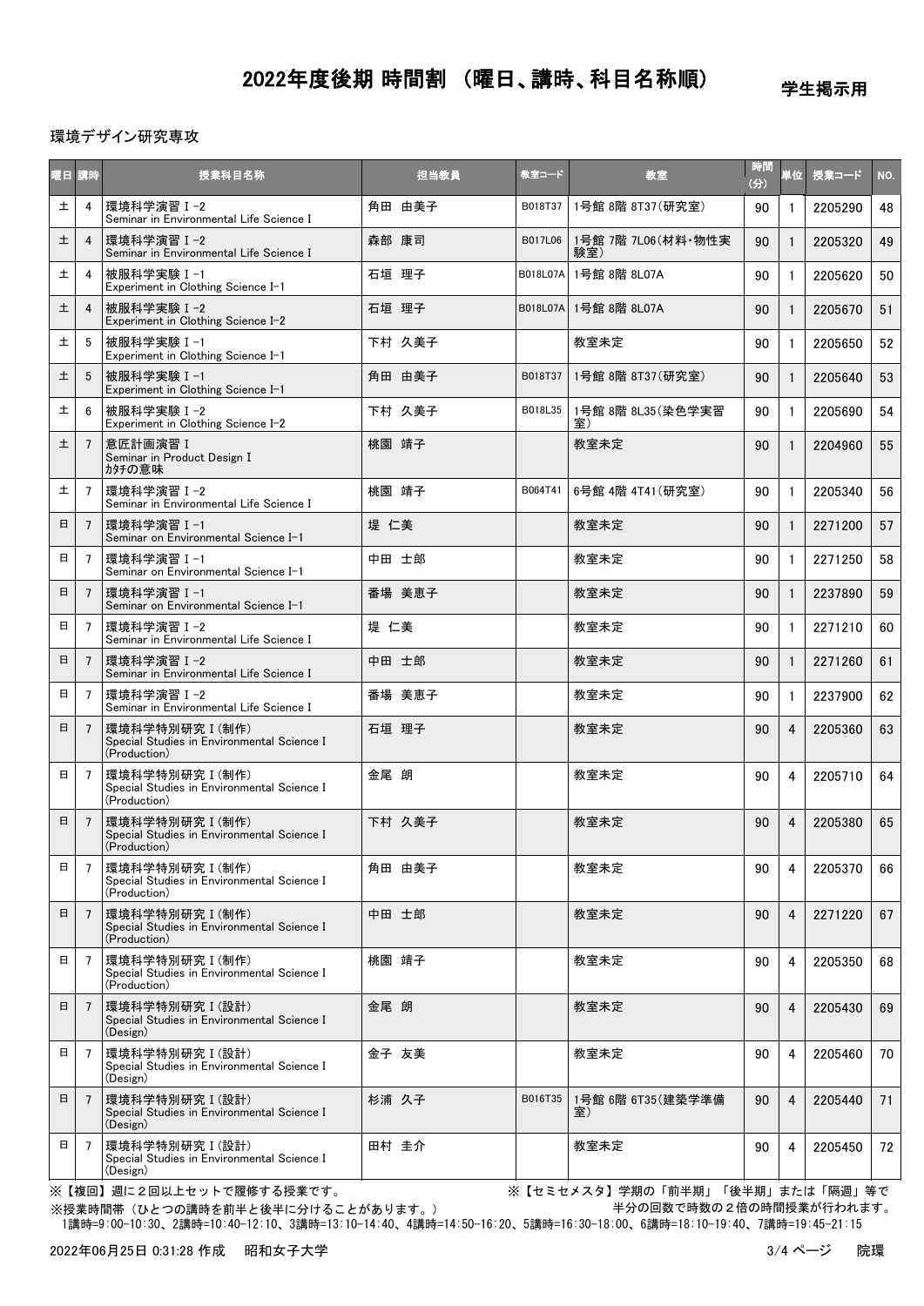# 2022年度後期 時間割 （曜日、講時、科目名称順）

学生掲示用

環境デザイン研究専攻

| 曜日 | 講時 | 授業科目名称 | 担当教員 | 教室コード | 教室 | 時間(分) | 単位 | 授業コード | NO. |
|---|---|---|---|---|---|---|---|---|---|
| 土 | 4 | 環境科学演習Ⅰ-2<br>Seminar in Environmental Life Science I | 角田 由美子 | B018T37 | 1号館 8階 8T37(研究室) | 90 | 1 | 2205290 | 48 |
| 土 | 4 | 環境科学演習Ⅰ-2<br>Seminar in Environmental Life Science I | 森部 康司 | B017L06 | 1号館 7階 7L06(材料・物性実験室) | 90 | 1 | 2205320 | 49 |
| 土 | 4 | 被服科学実験Ⅰ-1<br>Experiment in Clothing Science I-1 | 石垣 理子 | B018L07A | 1号館 8階 8L07A | 90 | 1 | 2205620 | 50 |
| 土 | 4 | 被服科学実験Ⅰ-2<br>Experiment in Clothing Science I-2 | 石垣 理子 | B018L07A | 1号館 8階 8L07A | 90 | 1 | 2205670 | 51 |
| 土 | 5 | 被服科学実験Ⅰ-1<br>Experiment in Clothing Science I-1 | 下村 久美子 | | 教室未定 | 90 | 1 | 2205650 | 52 |
| 土 | 5 | 被服科学実験Ⅰ-1<br>Experiment in Clothing Science I-1 | 角田 由美子 | B018T37 | 1号館 8階 8T37(研究室) | 90 | 1 | 2205640 | 53 |
| 土 | 6 | 被服科学実験Ⅰ-2<br>Experiment in Clothing Science I-2 | 下村 久美子 | B018L35 | 1号館 8階 8L35(染色学実習室) | 90 | 1 | 2205690 | 54 |
| 土 | 7 | 意匠計画演習Ⅰ<br>Seminar in Product Design I<br>ｶﾀﾁの意味 | 桃園 靖子 | | 教室未定 | 90 | 1 | 2204960 | 55 |
| 土 | 7 | 環境科学演習Ⅰ-2<br>Seminar in Environmental Life Science I | 桃園 靖子 | B064T41 | 6号館 4階 4T41(研究室) | 90 | 1 | 2205340 | 56 |
| 日 | 7 | 環境科学演習Ⅰ-1<br>Seminar on Environmental Science I-1 | 堤 仁美 | | 教室未定 | 90 | 1 | 2271200 | 57 |
| 日 | 7 | 環境科学演習Ⅰ-1<br>Seminar on Environmental Science I-1 | 中田 士郎 | | 教室未定 | 90 | 1 | 2271250 | 58 |
| 日 | 7 | 環境科学演習Ⅰ-1<br>Seminar on Environmental Science I-1 | 番場 美恵子 | | 教室未定 | 90 | 1 | 2237890 | 59 |
| 日 | 7 | 環境科学演習Ⅰ-2<br>Seminar in Environmental Life Science I | 堤 仁美 | | 教室未定 | 90 | 1 | 2271210 | 60 |
| 日 | 7 | 環境科学演習Ⅰ-2<br>Seminar in Environmental Life Science I | 中田 士郎 | | 教室未定 | 90 | 1 | 2271260 | 61 |
| 日 | 7 | 環境科学演習Ⅰ-2<br>Seminar in Environmental Life Science I | 番場 美恵子 | | 教室未定 | 90 | 1 | 2237900 | 62 |
| 日 | 7 | 環境科学特別研究Ⅰ(制作)<br>Special Studies in Environmental Science I (Production) | 石垣 理子 | | 教室未定 | 90 | 4 | 2205360 | 63 |
| 日 | 7 | 環境科学特別研究Ⅰ(制作)<br>Special Studies in Environmental Science I (Production) | 金尾 朗 | | 教室未定 | 90 | 4 | 2205710 | 64 |
| 日 | 7 | 環境科学特別研究Ⅰ(制作)<br>Special Studies in Environmental Science I (Production) | 下村 久美子 | | 教室未定 | 90 | 4 | 2205380 | 65 |
| 日 | 7 | 環境科学特別研究Ⅰ(制作)<br>Special Studies in Environmental Science I (Production) | 角田 由美子 | | 教室未定 | 90 | 4 | 2205370 | 66 |
| 日 | 7 | 環境科学特別研究Ⅰ(制作)<br>Special Studies in Environmental Science I (Production) | 中田 士郎 | | 教室未定 | 90 | 4 | 2271220 | 67 |
| 日 | 7 | 環境科学特別研究Ⅰ(制作)<br>Special Studies in Environmental Science I (Production) | 桃園 靖子 | | 教室未定 | 90 | 4 | 2205350 | 68 |
| 日 | 7 | 環境科学特別研究Ⅰ(設計)<br>Special Studies in Environmental Science I (Design) | 金尾 朗 | | 教室未定 | 90 | 4 | 2205430 | 69 |
| 日 | 7 | 環境科学特別研究Ⅰ(設計)<br>Special Studies in Environmental Science I (Design) | 金子 友美 | | 教室未定 | 90 | 4 | 2205460 | 70 |
| 日 | 7 | 環境科学特別研究Ⅰ(設計)<br>Special Studies in Environmental Science I (Design) | 杉浦 久子 | B016T35 | 1号館 6階 6T35(建築学準備室) | 90 | 4 | 2205440 | 71 |
| 日 | 7 | 環境科学特別研究Ⅰ(設計)<br>Special Studies in Environmental Science I (Design) | 田村 圭介 | | 教室未定 | 90 | 4 | 2205450 | 72 |

※【複回】週に２回以上セットで履修する授業です。

※【セミセメスタ】学期の「前半期」「後半期」または「隔週」等で半分の回数で時数の２倍の時間授業が行われます。

※授業時間帯（ひとつの講時を前半と後半に分けることがあります。）
1講時=9:00-10:30、2講時=10:40-12:10、3講時=13:10-14:40、4講時=14:50-16:20、5講時=16:30-18:00、6講時=18:10-19:40、7講時=19:45-21:15

2022年06月25日 0:31:28 作成　昭和女子大学　院環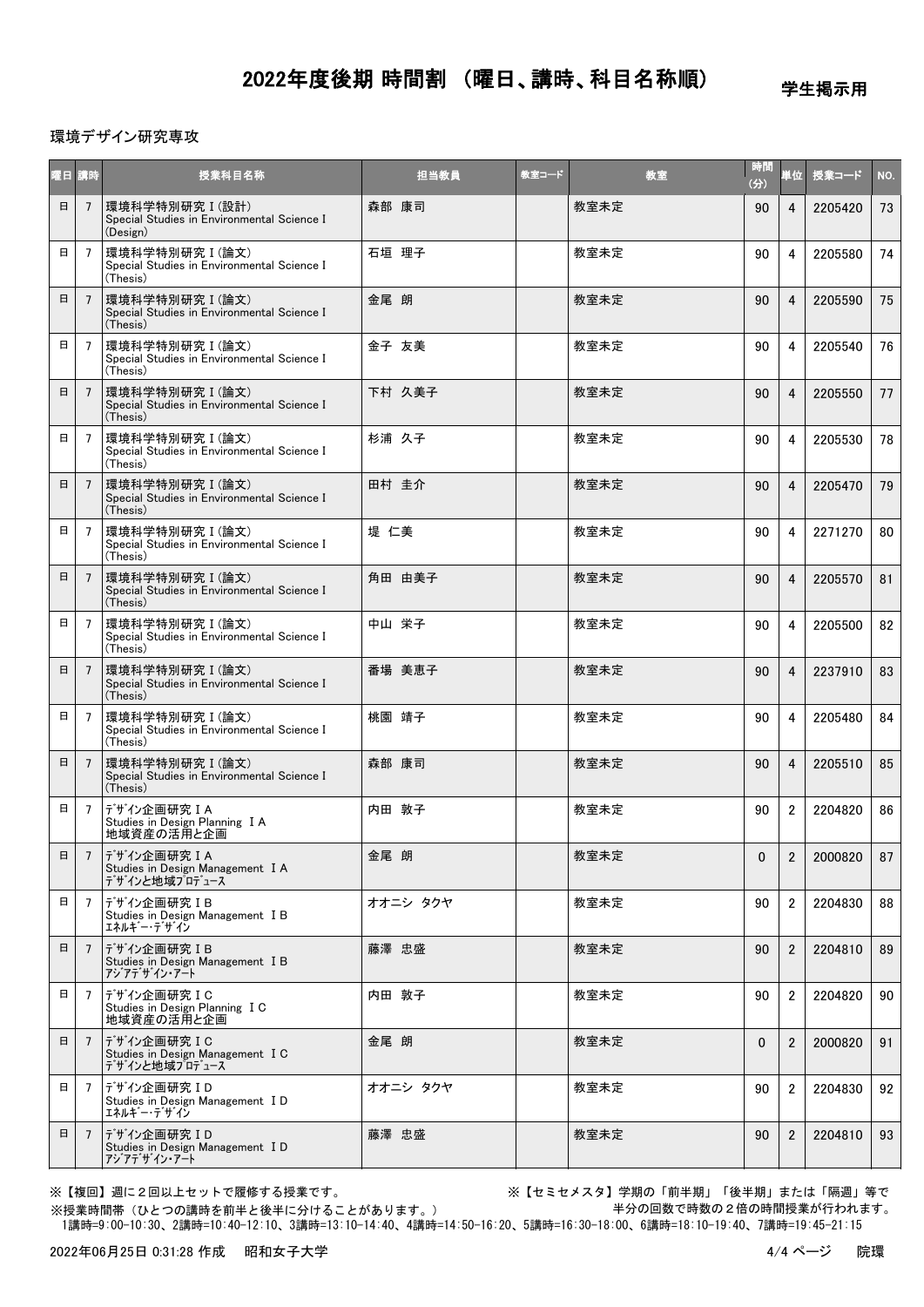# 2022年度後期 時間割 （曜日、講時、科目名称順）

学生掲示用

環境デザイン研究専攻

| 曜日 | 講時 | 授業科目名称 | 担当教員 | 教室コード | 教室 | 時間(分) | 単位 | 授業コード | NO. |
|---|---|---|---|---|---|---|---|---|---|
| 日 | 7 | 環境科学特別研究Ⅰ(設計) Special Studies in Environmental Science I (Design) | 森部 康司 | | 教室未定 | 90 | 4 | 2205420 | 73 |
| 日 | 7 | 環境科学特別研究Ⅰ(論文) Special Studies in Environmental Science I (Thesis) | 石垣 理子 | | 教室未定 | 90 | 4 | 2205580 | 74 |
| 日 | 7 | 環境科学特別研究Ⅰ(論文) Special Studies in Environmental Science I (Thesis) | 金尾 朗 | | 教室未定 | 90 | 4 | 2205590 | 75 |
| 日 | 7 | 環境科学特別研究Ⅰ(論文) Special Studies in Environmental Science I (Thesis) | 金子 友美 | | 教室未定 | 90 | 4 | 2205540 | 76 |
| 日 | 7 | 環境科学特別研究Ⅰ(論文) Special Studies in Environmental Science I (Thesis) | 下村 久美子 | | 教室未定 | 90 | 4 | 2205550 | 77 |
| 日 | 7 | 環境科学特別研究Ⅰ(論文) Special Studies in Environmental Science I (Thesis) | 杉浦 久子 | | 教室未定 | 90 | 4 | 2205530 | 78 |
| 日 | 7 | 環境科学特別研究Ⅰ(論文) Special Studies in Environmental Science I (Thesis) | 田村 圭介 | | 教室未定 | 90 | 4 | 2205470 | 79 |
| 日 | 7 | 環境科学特別研究Ⅰ(論文) Special Studies in Environmental Science I (Thesis) | 堤 仁美 | | 教室未定 | 90 | 4 | 2271270 | 80 |
| 日 | 7 | 環境科学特別研究Ⅰ(論文) Special Studies in Environmental Science I (Thesis) | 角田 由美子 | | 教室未定 | 90 | 4 | 2205570 | 81 |
| 日 | 7 | 環境科学特別研究Ⅰ(論文) Special Studies in Environmental Science I (Thesis) | 中山 栄子 | | 教室未定 | 90 | 4 | 2205500 | 82 |
| 日 | 7 | 環境科学特別研究Ⅰ(論文) Special Studies in Environmental Science I (Thesis) | 番場 美恵子 | | 教室未定 | 90 | 4 | 2237910 | 83 |
| 日 | 7 | 環境科学特別研究Ⅰ(論文) Special Studies in Environmental Science I (Thesis) | 桃園 靖子 | | 教室未定 | 90 | 4 | 2205480 | 84 |
| 日 | 7 | 環境科学特別研究Ⅰ(論文) Special Studies in Environmental Science I (Thesis) | 森部 康司 | | 教室未定 | 90 | 4 | 2205510 | 85 |
| 日 | 7 | ﾃﾞｻﾞｲﾝ企画研究ⅠA Studies in Design Planning ⅠA 地域資産の活用と企画 | 内田 敦子 | | 教室未定 | 90 | 2 | 2204820 | 86 |
| 日 | 7 | ﾃﾞｻﾞｲﾝ企画研究ⅠA Studies in Design Management ⅠA ﾃﾞｻﾞｲﾝと地域ﾌﾟﾛﾃﾞｭｰｽ | 金尾 朗 | | 教室未定 | 0 | 2 | 2000820 | 87 |
| 日 | 7 | ﾃﾞｻﾞｲﾝ企画研究ⅠB Studies in Design Management ⅠB ｴﾈﾙｷﾞｰ･ﾃﾞｻﾞｲﾝ | オオニシ タクヤ | | 教室未定 | 90 | 2 | 2204830 | 88 |
| 日 | 7 | ﾃﾞｻﾞｲﾝ企画研究ⅠB Studies in Design Management ⅠB ｱｼﾞｱﾃﾞｻﾞｲﾝ･ｱｰﾄ | 藤澤 忠盛 | | 教室未定 | 90 | 2 | 2204810 | 89 |
| 日 | 7 | ﾃﾞｻﾞｲﾝ企画研究ⅠC Studies in Design Planning ⅠC 地域資産の活用と企画 | 内田 敦子 | | 教室未定 | 90 | 2 | 2204820 | 90 |
| 日 | 7 | ﾃﾞｻﾞｲﾝ企画研究ⅠC Studies in Design Management ⅠC ﾃﾞｻﾞｲﾝと地域ﾌﾟﾛﾃﾞｭｰｽ | 金尾 朗 | | 教室未定 | 0 | 2 | 2000820 | 91 |
| 日 | 7 | ﾃﾞｻﾞｲﾝ企画研究ⅠD Studies in Design Management ⅠD ｴﾈﾙｷﾞｰ･ﾃﾞｻﾞｲﾝ | オオニシ タクヤ | | 教室未定 | 90 | 2 | 2204830 | 92 |
| 日 | 7 | ﾃﾞｻﾞｲﾝ企画研究ⅠD Studies in Design Management ⅠD ｱｼﾞｱﾃﾞｻﾞｲﾝ･ｱｰﾄ | 藤澤 忠盛 | | 教室未定 | 90 | 2 | 2204810 | 93 |

※【複回】週に２回以上セットで履修する授業です。

※【セミセメスタ】学期の「前半期」「後半期」または「隔週」等で半分の回数で時数の２倍の時間授業が行われます。

※授業時間帯（ひとつの講時を前半と後半に分けることがあります。）
1講時=9:00-10:30、2講時=10:40-12:10、3講時=13:10-14:40、4講時=14:50-16:20、5講時=16:30-18:00、6講時=18:10-19:40、7講時=19:45-21:15

2022年06月25日 0:31:28 作成　昭和女子大学　　院環